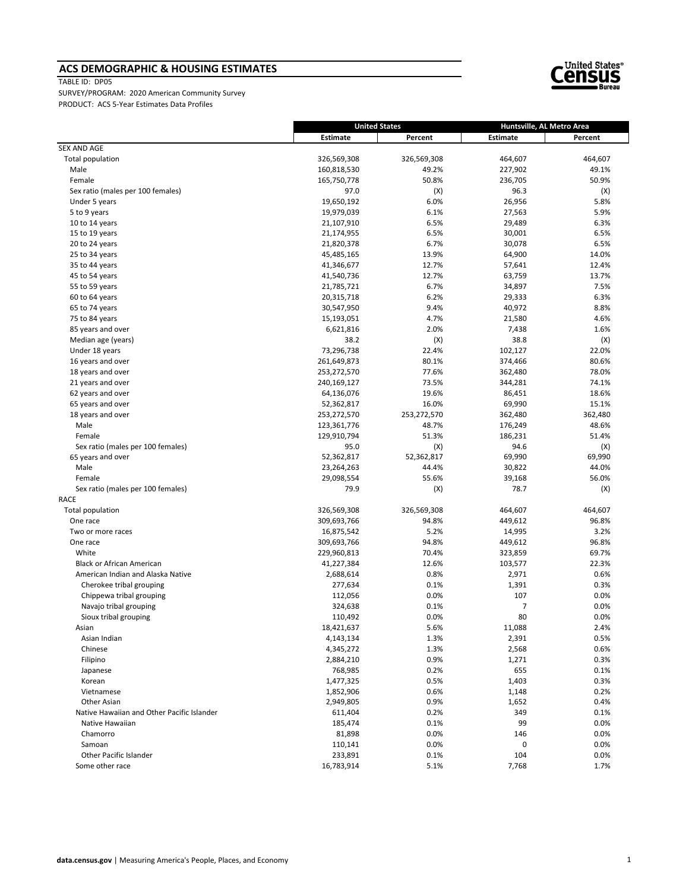## ACS DEMOGRAPHIC & HOUSING ESTIMATES

TABLE ID: DP05

SURVEY/PROGRAM: 2020 American Community Survey

PRODUCT: ACS 5-Year Estimates Data Profiles

| | United States | | Huntsville, AL Metro Area | |
|---|---|---|---|---|
| | Estimate | Percent | Estimate | Percent |
| SEX AND AGE | | | | |
| Total population | 326,569,308 | 326,569,308 | 464,607 | 464,607 |
| Male | 160,818,530 | 49.2% | 227,902 | 49.1% |
| Female | 165,750,778 | 50.8% | 236,705 | 50.9% |
| Sex ratio (males per 100 females) | 97.0 | (X) | 96.3 | (X) |
| Under 5 years | 19,650,192 | 6.0% | 26,956 | 5.8% |
| 5 to 9 years | 19,979,039 | 6.1% | 27,563 | 5.9% |
| 10 to 14 years | 21,107,910 | 6.5% | 29,489 | 6.3% |
| 15 to 19 years | 21,174,955 | 6.5% | 30,001 | 6.5% |
| 20 to 24 years | 21,820,378 | 6.7% | 30,078 | 6.5% |
| 25 to 34 years | 45,485,165 | 13.9% | 64,900 | 14.0% |
| 35 to 44 years | 41,346,677 | 12.7% | 57,641 | 12.4% |
| 45 to 54 years | 41,540,736 | 12.7% | 63,759 | 13.7% |
| 55 to 59 years | 21,785,721 | 6.7% | 34,897 | 7.5% |
| 60 to 64 years | 20,315,718 | 6.2% | 29,333 | 6.3% |
| 65 to 74 years | 30,547,950 | 9.4% | 40,972 | 8.8% |
| 75 to 84 years | 15,193,051 | 4.7% | 21,580 | 4.6% |
| 85 years and over | 6,621,816 | 2.0% | 7,438 | 1.6% |
| Median age (years) | 38.2 | (X) | 38.8 | (X) |
| Under 18 years | 73,296,738 | 22.4% | 102,127 | 22.0% |
| 16 years and over | 261,649,873 | 80.1% | 374,466 | 80.6% |
| 18 years and over | 253,272,570 | 77.6% | 362,480 | 78.0% |
| 21 years and over | 240,169,127 | 73.5% | 344,281 | 74.1% |
| 62 years and over | 64,136,076 | 19.6% | 86,451 | 18.6% |
| 65 years and over | 52,362,817 | 16.0% | 69,990 | 15.1% |
| 18 years and over | 253,272,570 | 253,272,570 | 362,480 | 362,480 |
| Male | 123,361,776 | 48.7% | 176,249 | 48.6% |
| Female | 129,910,794 | 51.3% | 186,231 | 51.4% |
| Sex ratio (males per 100 females) | 95.0 | (X) | 94.6 | (X) |
| 65 years and over | 52,362,817 | 52,362,817 | 69,990 | 69,990 |
| Male | 23,264,263 | 44.4% | 30,822 | 44.0% |
| Female | 29,098,554 | 55.6% | 39,168 | 56.0% |
| Sex ratio (males per 100 females) | 79.9 | (X) | 78.7 | (X) |
| RACE | | | | |
| Total population | 326,569,308 | 326,569,308 | 464,607 | 464,607 |
| One race | 309,693,766 | 94.8% | 449,612 | 96.8% |
| Two or more races | 16,875,542 | 5.2% | 14,995 | 3.2% |
| One race | 309,693,766 | 94.8% | 449,612 | 96.8% |
| White | 229,960,813 | 70.4% | 323,859 | 69.7% |
| Black or African American | 41,227,384 | 12.6% | 103,577 | 22.3% |
| American Indian and Alaska Native | 2,688,614 | 0.8% | 2,971 | 0.6% |
| Cherokee tribal grouping | 277,634 | 0.1% | 1,391 | 0.3% |
| Chippewa tribal grouping | 112,056 | 0.0% | 107 | 0.0% |
| Navajo tribal grouping | 324,638 | 0.1% | 7 | 0.0% |
| Sioux tribal grouping | 110,492 | 0.0% | 80 | 0.0% |
| Asian | 18,421,637 | 5.6% | 11,088 | 2.4% |
| Asian Indian | 4,143,134 | 1.3% | 2,391 | 0.5% |
| Chinese | 4,345,272 | 1.3% | 2,568 | 0.6% |
| Filipino | 2,884,210 | 0.9% | 1,271 | 0.3% |
| Japanese | 768,985 | 0.2% | 655 | 0.1% |
| Korean | 1,477,325 | 0.5% | 1,403 | 0.3% |
| Vietnamese | 1,852,906 | 0.6% | 1,148 | 0.2% |
| Other Asian | 2,949,805 | 0.9% | 1,652 | 0.4% |
| Native Hawaiian and Other Pacific Islander | 611,404 | 0.2% | 349 | 0.1% |
| Native Hawaiian | 185,474 | 0.1% | 99 | 0.0% |
| Chamorro | 81,898 | 0.0% | 146 | 0.0% |
| Samoan | 110,141 | 0.0% | 0 | 0.0% |
| Other Pacific Islander | 233,891 | 0.1% | 104 | 0.0% |
| Some other race | 16,783,914 | 5.1% | 7,768 | 1.7% |

data.census.gov | Measuring America's People, Places, and Economy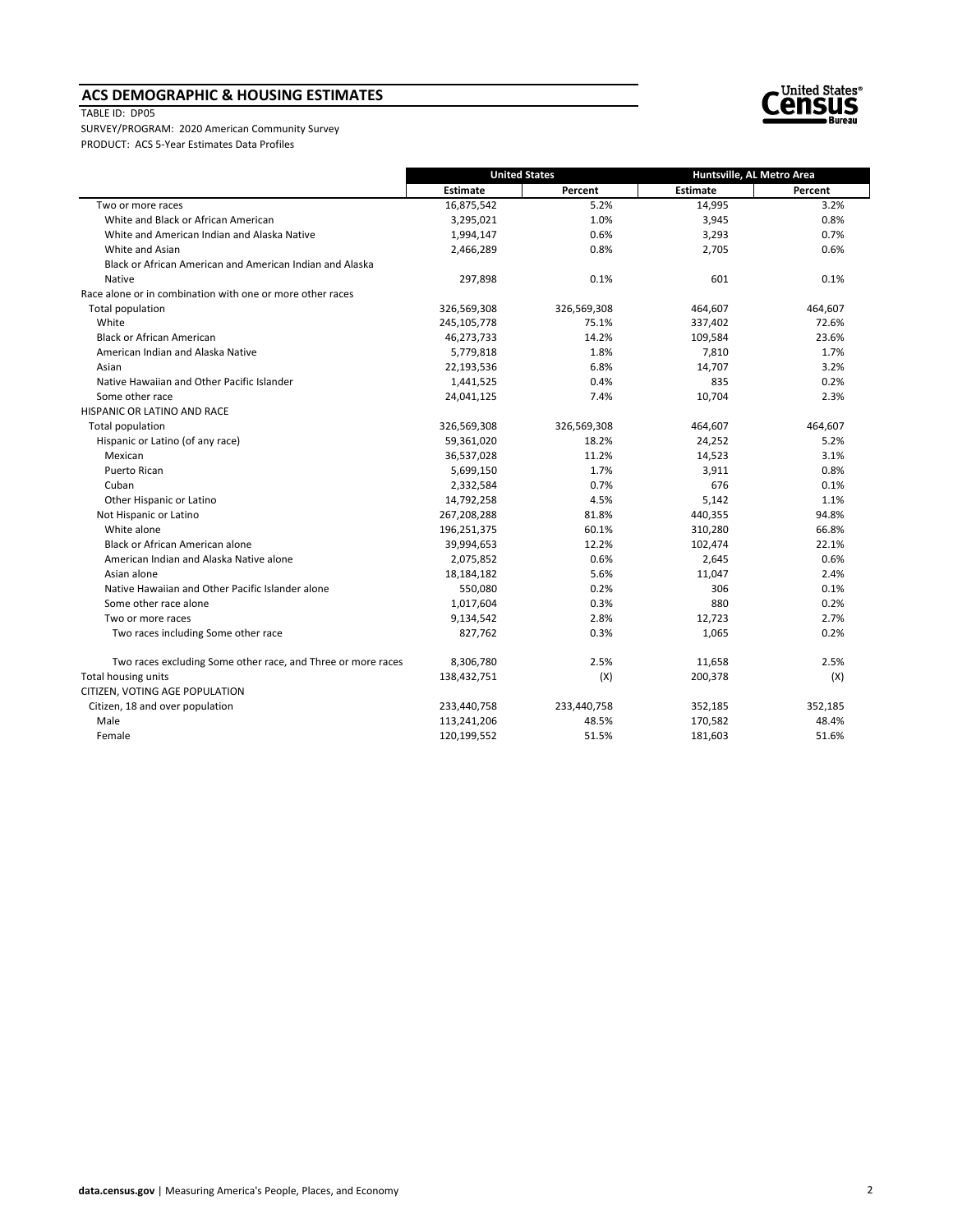## ACS DEMOGRAPHIC & HOUSING ESTIMATES

TABLE ID: DP05

SURVEY/PROGRAM: 2020 American Community Survey

PRODUCT: ACS 5-Year Estimates Data Profiles

| | United States | | Huntsville, AL Metro Area | |
|---|---|---|---|---|
| | Estimate | Percent | Estimate | Percent |
| Two or more races | 16,875,542 | 5.2% | 14,995 | 3.2% |
| White and Black or African American | 3,295,021 | 1.0% | 3,945 | 0.8% |
| White and American Indian and Alaska Native | 1,994,147 | 0.6% | 3,293 | 0.7% |
| White and Asian | 2,466,289 | 0.8% | 2,705 | 0.6% |
| Black or African American and American Indian and Alaska Native | 297,898 | 0.1% | 601 | 0.1% |
| Race alone or in combination with one or more other races | | | | |
| Total population | 326,569,308 | 326,569,308 | 464,607 | 464,607 |
| White | 245,105,778 | 75.1% | 337,402 | 72.6% |
| Black or African American | 46,273,733 | 14.2% | 109,584 | 23.6% |
| American Indian and Alaska Native | 5,779,818 | 1.8% | 7,810 | 1.7% |
| Asian | 22,193,536 | 6.8% | 14,707 | 3.2% |
| Native Hawaiian and Other Pacific Islander | 1,441,525 | 0.4% | 835 | 0.2% |
| Some other race | 24,041,125 | 7.4% | 10,704 | 2.3% |
| HISPANIC OR LATINO AND RACE | | | | |
| Total population | 326,569,308 | 326,569,308 | 464,607 | 464,607 |
| Hispanic or Latino (of any race) | 59,361,020 | 18.2% | 24,252 | 5.2% |
| Mexican | 36,537,028 | 11.2% | 14,523 | 3.1% |
| Puerto Rican | 5,699,150 | 1.7% | 3,911 | 0.8% |
| Cuban | 2,332,584 | 0.7% | 676 | 0.1% |
| Other Hispanic or Latino | 14,792,258 | 4.5% | 5,142 | 1.1% |
| Not Hispanic or Latino | 267,208,288 | 81.8% | 440,355 | 94.8% |
| White alone | 196,251,375 | 60.1% | 310,280 | 66.8% |
| Black or African American alone | 39,994,653 | 12.2% | 102,474 | 22.1% |
| American Indian and Alaska Native alone | 2,075,852 | 0.6% | 2,645 | 0.6% |
| Asian alone | 18,184,182 | 5.6% | 11,047 | 2.4% |
| Native Hawaiian and Other Pacific Islander alone | 550,080 | 0.2% | 306 | 0.1% |
| Some other race alone | 1,017,604 | 0.3% | 880 | 0.2% |
| Two or more races | 9,134,542 | 2.8% | 12,723 | 2.7% |
| Two races including Some other race | 827,762 | 0.3% | 1,065 | 0.2% |
| Two races excluding Some other race, and Three or more races | 8,306,780 | 2.5% | 11,658 | 2.5% |
| Total housing units | 138,432,751 | (X) | 200,378 | (X) |
| CITIZEN, VOTING AGE POPULATION | | | | |
| Citizen, 18 and over population | 233,440,758 | 233,440,758 | 352,185 | 352,185 |
| Male | 113,241,206 | 48.5% | 170,582 | 48.4% |
| Female | 120,199,552 | 51.5% | 181,603 | 51.6% |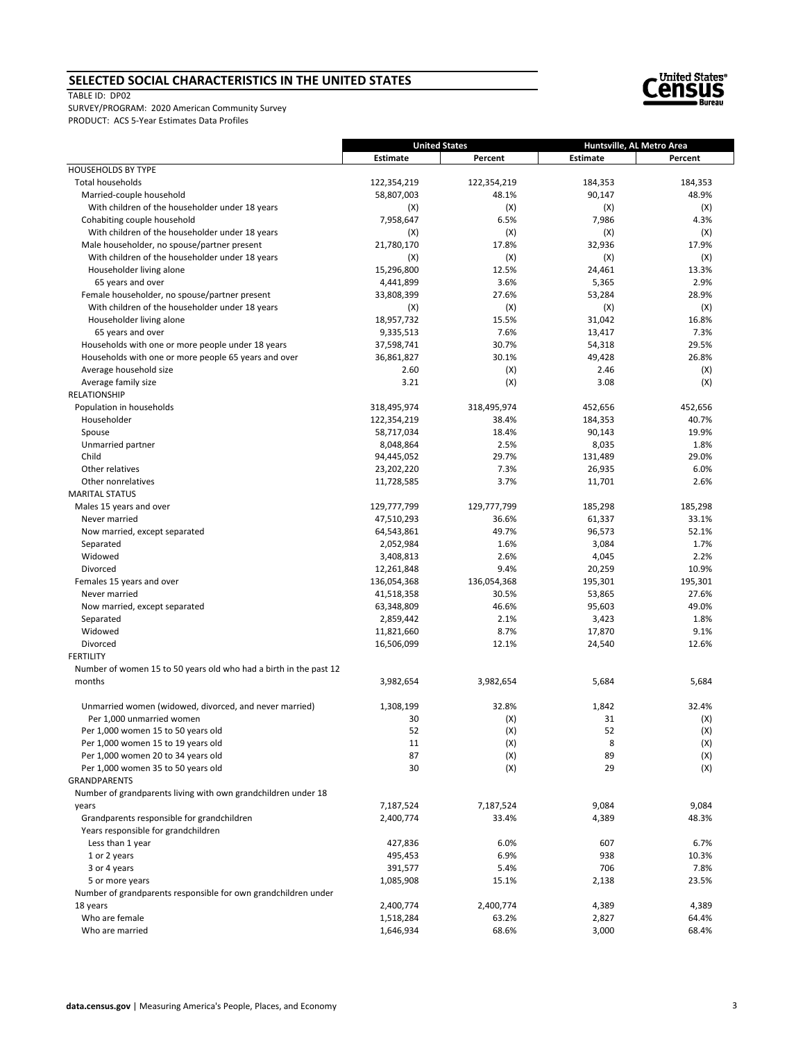## SELECTED SOCIAL CHARACTERISTICS IN THE UNITED STATES

TABLE ID: DP02
SURVEY/PROGRAM: 2020 American Community Survey
PRODUCT: ACS 5-Year Estimates Data Profiles

| | United States | | Huntsville, AL Metro Area | |
|---|---|---|---|---|
| | Estimate | Percent | Estimate | Percent |
| HOUSEHOLDS BY TYPE | | | | |
| Total households | 122,354,219 | 122,354,219 | 184,353 | 184,353 |
| Married-couple household | 58,807,003 | 48.1% | 90,147 | 48.9% |
| With children of the householder under 18 years | (X) | (X) | (X) | (X) |
| Cohabiting couple household | 7,958,647 | 6.5% | 7,986 | 4.3% |
| With children of the householder under 18 years | (X) | (X) | (X) | (X) |
| Male householder, no spouse/partner present | 21,780,170 | 17.8% | 32,936 | 17.9% |
| With children of the householder under 18 years | (X) | (X) | (X) | (X) |
| Householder living alone | 15,296,800 | 12.5% | 24,461 | 13.3% |
| 65 years and over | 4,441,899 | 3.6% | 5,365 | 2.9% |
| Female householder, no spouse/partner present | 33,808,399 | 27.6% | 53,284 | 28.9% |
| With children of the householder under 18 years | (X) | (X) | (X) | (X) |
| Householder living alone | 18,957,732 | 15.5% | 31,042 | 16.8% |
| 65 years and over | 9,335,513 | 7.6% | 13,417 | 7.3% |
| Households with one or more people under 18 years | 37,598,741 | 30.7% | 54,318 | 29.5% |
| Households with one or more people 65 years and over | 36,861,827 | 30.1% | 49,428 | 26.8% |
| Average household size | 2.60 | (X) | 2.46 | (X) |
| Average family size | 3.21 | (X) | 3.08 | (X) |
| RELATIONSHIP | | | | |
| Population in households | 318,495,974 | 318,495,974 | 452,656 | 452,656 |
| Householder | 122,354,219 | 38.4% | 184,353 | 40.7% |
| Spouse | 58,717,034 | 18.4% | 90,143 | 19.9% |
| Unmarried partner | 8,048,864 | 2.5% | 8,035 | 1.8% |
| Child | 94,445,052 | 29.7% | 131,489 | 29.0% |
| Other relatives | 23,202,220 | 7.3% | 26,935 | 6.0% |
| Other nonrelatives | 11,728,585 | 3.7% | 11,701 | 2.6% |
| MARITAL STATUS | | | | |
| Males 15 years and over | 129,777,799 | 129,777,799 | 185,298 | 185,298 |
| Never married | 47,510,293 | 36.6% | 61,337 | 33.1% |
| Now married, except separated | 64,543,861 | 49.7% | 96,573 | 52.1% |
| Separated | 2,052,984 | 1.6% | 3,084 | 1.7% |
| Widowed | 3,408,813 | 2.6% | 4,045 | 2.2% |
| Divorced | 12,261,848 | 9.4% | 20,259 | 10.9% |
| Females 15 years and over | 136,054,368 | 136,054,368 | 195,301 | 195,301 |
| Never married | 41,518,358 | 30.5% | 53,865 | 27.6% |
| Now married, except separated | 63,348,809 | 46.6% | 95,603 | 49.0% |
| Separated | 2,859,442 | 2.1% | 3,423 | 1.8% |
| Widowed | 11,821,660 | 8.7% | 17,870 | 9.1% |
| Divorced | 16,506,099 | 12.1% | 24,540 | 12.6% |
| FERTILITY | | | | |
| Number of women 15 to 50 years old who had a birth in the past 12 months | 3,982,654 | 3,982,654 | 5,684 | 5,684 |
| Unmarried women (widowed, divorced, and never married) | 1,308,199 | 32.8% | 1,842 | 32.4% |
| Per 1,000 unmarried women | 30 | (X) | 31 | (X) |
| Per 1,000 women 15 to 50 years old | 52 | (X) | 52 | (X) |
| Per 1,000 women 15 to 19 years old | 11 | (X) | 8 | (X) |
| Per 1,000 women 20 to 34 years old | 87 | (X) | 89 | (X) |
| Per 1,000 women 35 to 50 years old | 30 | (X) | 29 | (X) |
| GRANDPARENTS | | | | |
| Number of grandparents living with own grandchildren under 18 years | 7,187,524 | 7,187,524 | 9,084 | 9,084 |
| Grandparents responsible for grandchildren | 2,400,774 | 33.4% | 4,389 | 48.3% |
| Years responsible for grandchildren | | | | |
| Less than 1 year | 427,836 | 6.0% | 607 | 6.7% |
| 1 or 2 years | 495,453 | 6.9% | 938 | 10.3% |
| 3 or 4 years | 391,577 | 5.4% | 706 | 7.8% |
| 5 or more years | 1,085,908 | 15.1% | 2,138 | 23.5% |
| Number of grandparents responsible for own grandchildren under 18 years | 2,400,774 | 2,400,774 | 4,389 | 4,389 |
| Who are female | 1,518,284 | 63.2% | 2,827 | 64.4% |
| Who are married | 1,646,934 | 68.6% | 3,000 | 68.4% |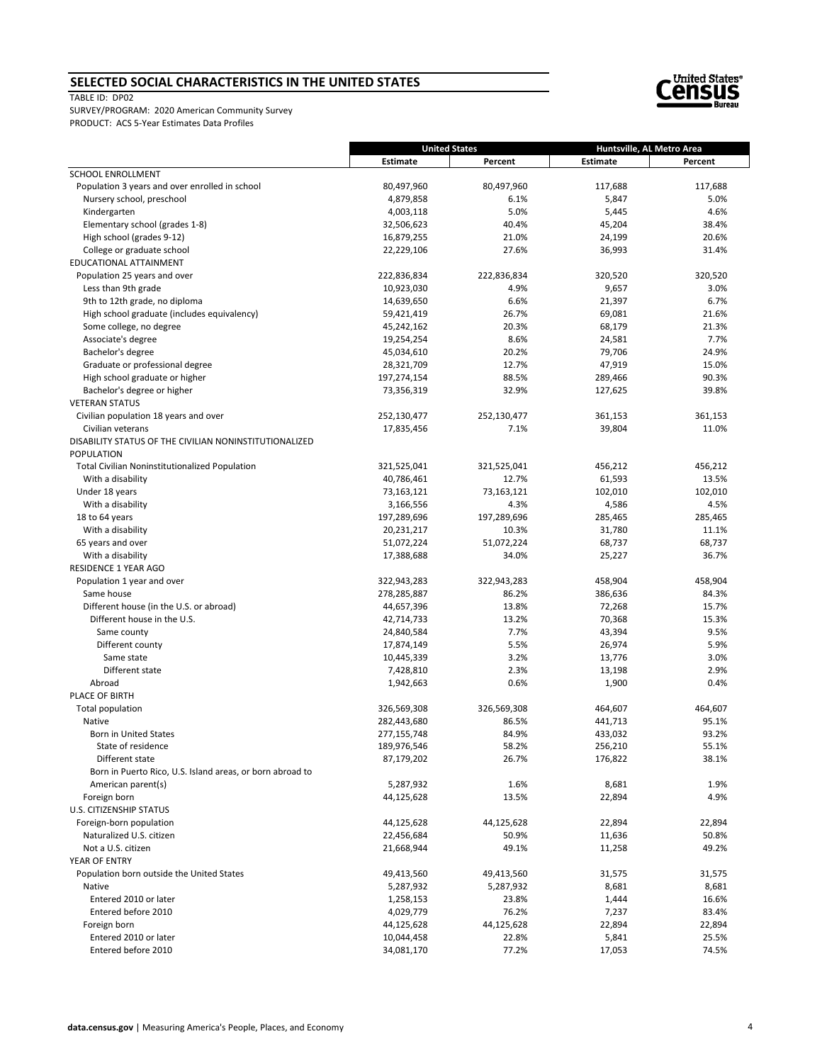## SELECTED SOCIAL CHARACTERISTICS IN THE UNITED STATES

TABLE ID: DP02
SURVEY/PROGRAM: 2020 American Community Survey
PRODUCT: ACS 5-Year Estimates Data Profiles

| | United States | | Huntsville, AL Metro Area | |
|---|---|---|---|---|
| | Estimate | Percent | Estimate | Percent |
| SCHOOL ENROLLMENT | | | | |
| Population 3 years and over enrolled in school | 80,497,960 | 80,497,960 | 117,688 | 117,688 |
| Nursery school, preschool | 4,879,858 | 6.1% | 5,847 | 5.0% |
| Kindergarten | 4,003,118 | 5.0% | 5,445 | 4.6% |
| Elementary school (grades 1-8) | 32,506,623 | 40.4% | 45,204 | 38.4% |
| High school (grades 9-12) | 16,879,255 | 21.0% | 24,199 | 20.6% |
| College or graduate school | 22,229,106 | 27.6% | 36,993 | 31.4% |
| EDUCATIONAL ATTAINMENT | | | | |
| Population 25 years and over | 222,836,834 | 222,836,834 | 320,520 | 320,520 |
| Less than 9th grade | 10,923,030 | 4.9% | 9,657 | 3.0% |
| 9th to 12th grade, no diploma | 14,639,650 | 6.6% | 21,397 | 6.7% |
| High school graduate (includes equivalency) | 59,421,419 | 26.7% | 69,081 | 21.6% |
| Some college, no degree | 45,242,162 | 20.3% | 68,179 | 21.3% |
| Associate's degree | 19,254,254 | 8.6% | 24,581 | 7.7% |
| Bachelor's degree | 45,034,610 | 20.2% | 79,706 | 24.9% |
| Graduate or professional degree | 28,321,709 | 12.7% | 47,919 | 15.0% |
| High school graduate or higher | 197,274,154 | 88.5% | 289,466 | 90.3% |
| Bachelor's degree or higher | 73,356,319 | 32.9% | 127,625 | 39.8% |
| VETERAN STATUS | | | | |
| Civilian population 18 years and over | 252,130,477 | 252,130,477 | 361,153 | 361,153 |
| Civilian veterans | 17,835,456 | 7.1% | 39,804 | 11.0% |
| DISABILITY STATUS OF THE CIVILIAN NONINSTITUTIONALIZED POPULATION | | | | |
| Total Civilian Noninstitutionalized Population | 321,525,041 | 321,525,041 | 456,212 | 456,212 |
| With a disability | 40,786,461 | 12.7% | 61,593 | 13.5% |
| Under 18 years | 73,163,121 | 73,163,121 | 102,010 | 102,010 |
| With a disability | 3,166,556 | 4.3% | 4,586 | 4.5% |
| 18 to 64 years | 197,289,696 | 197,289,696 | 285,465 | 285,465 |
| With a disability | 20,231,217 | 10.3% | 31,780 | 11.1% |
| 65 years and over | 51,072,224 | 51,072,224 | 68,737 | 68,737 |
| With a disability | 17,388,688 | 34.0% | 25,227 | 36.7% |
| RESIDENCE 1 YEAR AGO | | | | |
| Population 1 year and over | 322,943,283 | 322,943,283 | 458,904 | 458,904 |
| Same house | 278,285,887 | 86.2% | 386,636 | 84.3% |
| Different house (in the U.S. or abroad) | 44,657,396 | 13.8% | 72,268 | 15.7% |
| Different house in the U.S. | 42,714,733 | 13.2% | 70,368 | 15.3% |
| Same county | 24,840,584 | 7.7% | 43,394 | 9.5% |
| Different county | 17,874,149 | 5.5% | 26,974 | 5.9% |
| Same state | 10,445,339 | 3.2% | 13,776 | 3.0% |
| Different state | 7,428,810 | 2.3% | 13,198 | 2.9% |
| Abroad | 1,942,663 | 0.6% | 1,900 | 0.4% |
| PLACE OF BIRTH | | | | |
| Total population | 326,569,308 | 326,569,308 | 464,607 | 464,607 |
| Native | 282,443,680 | 86.5% | 441,713 | 95.1% |
| Born in United States | 277,155,748 | 84.9% | 433,032 | 93.2% |
| State of residence | 189,976,546 | 58.2% | 256,210 | 55.1% |
| Different state | 87,179,202 | 26.7% | 176,822 | 38.1% |
| Born in Puerto Rico, U.S. Island areas, or born abroad to American parent(s) | 5,287,932 | 1.6% | 8,681 | 1.9% |
| Foreign born | 44,125,628 | 13.5% | 22,894 | 4.9% |
| U.S. CITIZENSHIP STATUS | | | | |
| Foreign-born population | 44,125,628 | 44,125,628 | 22,894 | 22,894 |
| Naturalized U.S. citizen | 22,456,684 | 50.9% | 11,636 | 50.8% |
| Not a U.S. citizen | 21,668,944 | 49.1% | 11,258 | 49.2% |
| YEAR OF ENTRY | | | | |
| Population born outside the United States | 49,413,560 | 49,413,560 | 31,575 | 31,575 |
| Native | 5,287,932 | 5,287,932 | 8,681 | 8,681 |
| Entered 2010 or later | 1,258,153 | 23.8% | 1,444 | 16.6% |
| Entered before 2010 | 4,029,779 | 76.2% | 7,237 | 83.4% |
| Foreign born | 44,125,628 | 44,125,628 | 22,894 | 22,894 |
| Entered 2010 or later | 10,044,458 | 22.8% | 5,841 | 25.5% |
| Entered before 2010 | 34,081,170 | 77.2% | 17,053 | 74.5% |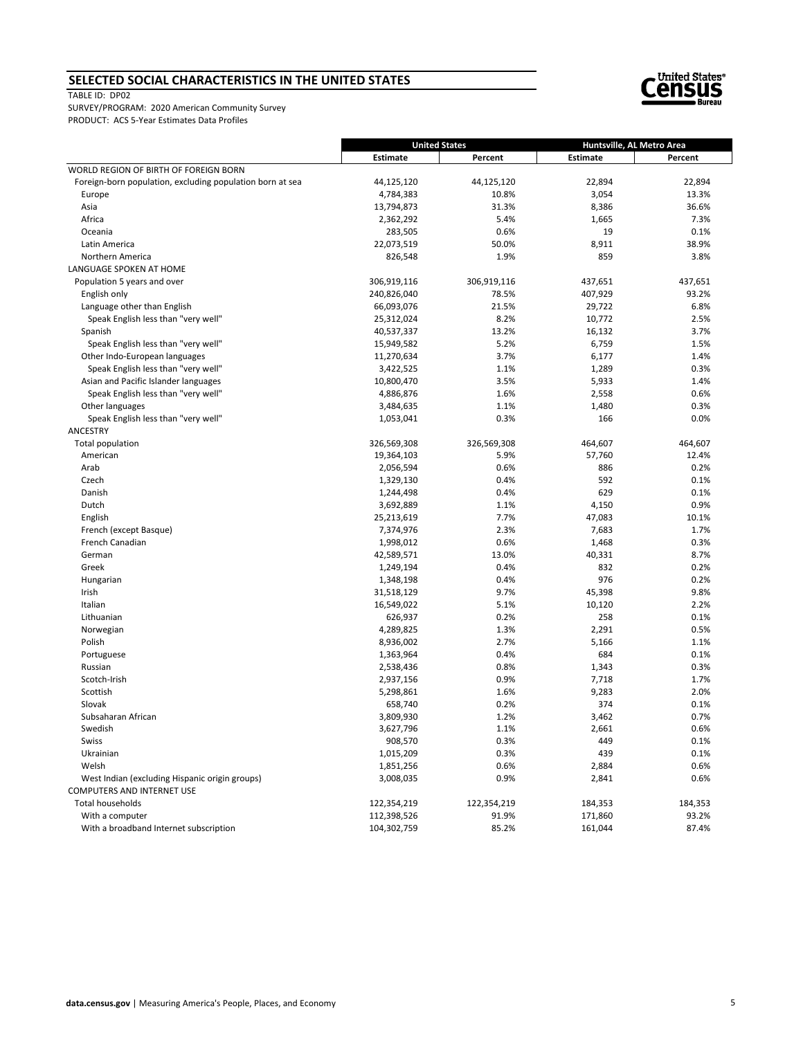## SELECTED SOCIAL CHARACTERISTICS IN THE UNITED STATES

TABLE ID: DP02

SURVEY/PROGRAM: 2020 American Community Survey

PRODUCT: ACS 5-Year Estimates Data Profiles

| | United States | | Huntsville, AL Metro Area | |
|---|---|---|---|---|
| | Estimate | Percent | Estimate | Percent |
| WORLD REGION OF BIRTH OF FOREIGN BORN | | | | |
| Foreign-born population, excluding population born at sea | 44,125,120 | 44,125,120 | 22,894 | 22,894 |
| Europe | 4,784,383 | 10.8% | 3,054 | 13.3% |
| Asia | 13,794,873 | 31.3% | 8,386 | 36.6% |
| Africa | 2,362,292 | 5.4% | 1,665 | 7.3% |
| Oceania | 283,505 | 0.6% | 19 | 0.1% |
| Latin America | 22,073,519 | 50.0% | 8,911 | 38.9% |
| Northern America | 826,548 | 1.9% | 859 | 3.8% |
| LANGUAGE SPOKEN AT HOME | | | | |
| Population 5 years and over | 306,919,116 | 306,919,116 | 437,651 | 437,651 |
| English only | 240,826,040 | 78.5% | 407,929 | 93.2% |
| Language other than English | 66,093,076 | 21.5% | 29,722 | 6.8% |
| Speak English less than "very well" | 25,312,024 | 8.2% | 10,772 | 2.5% |
| Spanish | 40,537,337 | 13.2% | 16,132 | 3.7% |
| Speak English less than "very well" | 15,949,582 | 5.2% | 6,759 | 1.5% |
| Other Indo-European languages | 11,270,634 | 3.7% | 6,177 | 1.4% |
| Speak English less than "very well" | 3,422,525 | 1.1% | 1,289 | 0.3% |
| Asian and Pacific Islander languages | 10,800,470 | 3.5% | 5,933 | 1.4% |
| Speak English less than "very well" | 4,886,876 | 1.6% | 2,558 | 0.6% |
| Other languages | 3,484,635 | 1.1% | 1,480 | 0.3% |
| Speak English less than "very well" | 1,053,041 | 0.3% | 166 | 0.0% |
| ANCESTRY | | | | |
| Total population | 326,569,308 | 326,569,308 | 464,607 | 464,607 |
| American | 19,364,103 | 5.9% | 57,760 | 12.4% |
| Arab | 2,056,594 | 0.6% | 886 | 0.2% |
| Czech | 1,329,130 | 0.4% | 592 | 0.1% |
| Danish | 1,244,498 | 0.4% | 629 | 0.1% |
| Dutch | 3,692,889 | 1.1% | 4,150 | 0.9% |
| English | 25,213,619 | 7.7% | 47,083 | 10.1% |
| French (except Basque) | 7,374,976 | 2.3% | 7,683 | 1.7% |
| French Canadian | 1,998,012 | 0.6% | 1,468 | 0.3% |
| German | 42,589,571 | 13.0% | 40,331 | 8.7% |
| Greek | 1,249,194 | 0.4% | 832 | 0.2% |
| Hungarian | 1,348,198 | 0.4% | 976 | 0.2% |
| Irish | 31,518,129 | 9.7% | 45,398 | 9.8% |
| Italian | 16,549,022 | 5.1% | 10,120 | 2.2% |
| Lithuanian | 626,937 | 0.2% | 258 | 0.1% |
| Norwegian | 4,289,825 | 1.3% | 2,291 | 0.5% |
| Polish | 8,936,002 | 2.7% | 5,166 | 1.1% |
| Portuguese | 1,363,964 | 0.4% | 684 | 0.1% |
| Russian | 2,538,436 | 0.8% | 1,343 | 0.3% |
| Scotch-Irish | 2,937,156 | 0.9% | 7,718 | 1.7% |
| Scottish | 5,298,861 | 1.6% | 9,283 | 2.0% |
| Slovak | 658,740 | 0.2% | 374 | 0.1% |
| Subsaharan African | 3,809,930 | 1.2% | 3,462 | 0.7% |
| Swedish | 3,627,796 | 1.1% | 2,661 | 0.6% |
| Swiss | 908,570 | 0.3% | 449 | 0.1% |
| Ukrainian | 1,015,209 | 0.3% | 439 | 0.1% |
| Welsh | 1,851,256 | 0.6% | 2,884 | 0.6% |
| West Indian (excluding Hispanic origin groups) | 3,008,035 | 0.9% | 2,841 | 0.6% |
| COMPUTERS AND INTERNET USE | | | | |
| Total households | 122,354,219 | 122,354,219 | 184,353 | 184,353 |
| With a computer | 112,398,526 | 91.9% | 171,860 | 93.2% |
| With a broadband Internet subscription | 104,302,759 | 85.2% | 161,044 | 87.4% |

**data.census.gov** | Measuring America's People, Places, and Economy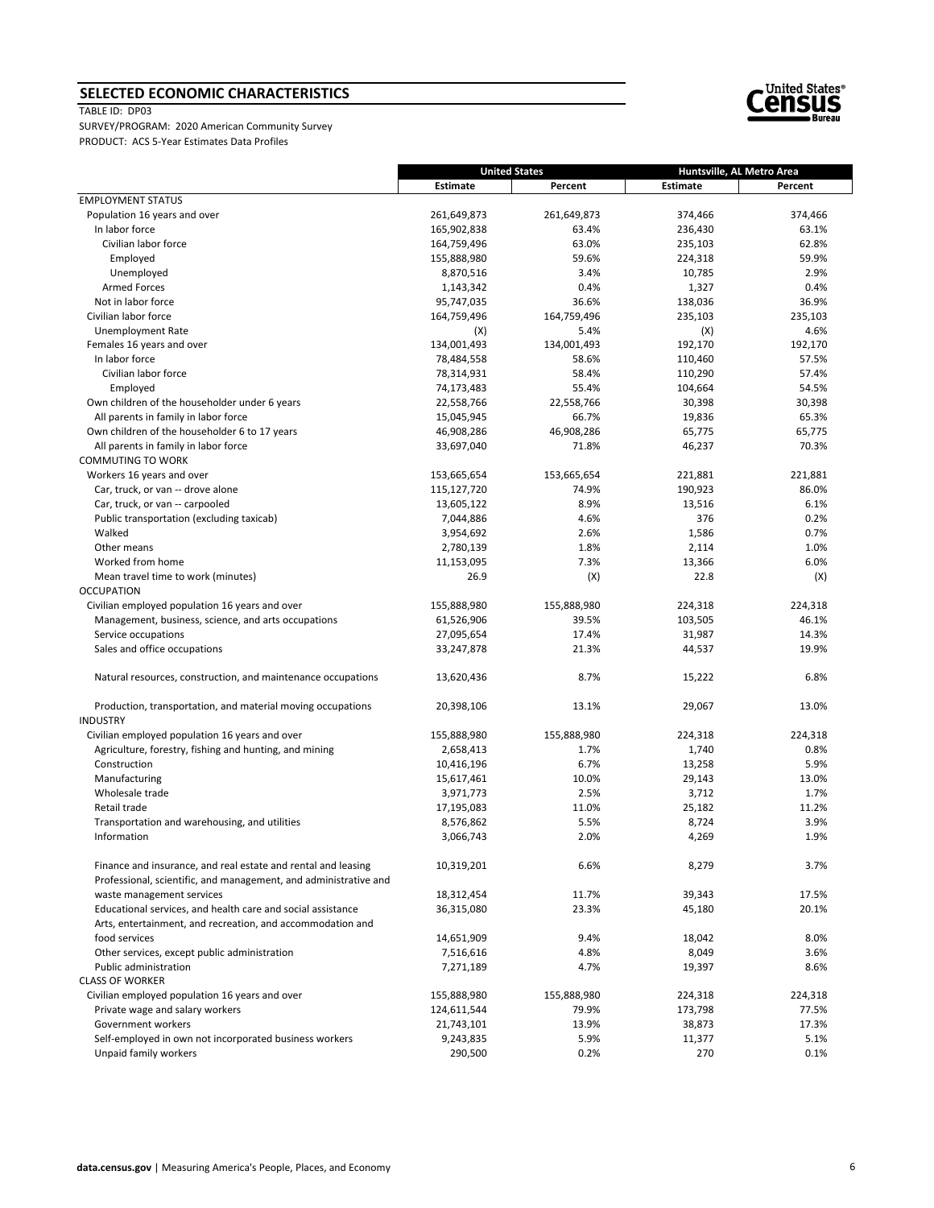## SELECTED ECONOMIC CHARACTERISTICS

TABLE ID: DP03

SURVEY/PROGRAM: 2020 American Community Survey

PRODUCT: ACS 5-Year Estimates Data Profiles

| | United States | | Huntsville, AL Metro Area | |
|---|---|---|---|---|
| | Estimate | Percent | Estimate | Percent |
| EMPLOYMENT STATUS | | | | |
| Population 16 years and over | 261,649,873 | 261,649,873 | 374,466 | 374,466 |
| In labor force | 165,902,838 | 63.4% | 236,430 | 63.1% |
| Civilian labor force | 164,759,496 | 63.0% | 235,103 | 62.8% |
| Employed | 155,888,980 | 59.6% | 224,318 | 59.9% |
| Unemployed | 8,870,516 | 3.4% | 10,785 | 2.9% |
| Armed Forces | 1,143,342 | 0.4% | 1,327 | 0.4% |
| Not in labor force | 95,747,035 | 36.6% | 138,036 | 36.9% |
| Civilian labor force | 164,759,496 | 164,759,496 | 235,103 | 235,103 |
| Unemployment Rate | (X) | 5.4% | (X) | 4.6% |
| Females 16 years and over | 134,001,493 | 134,001,493 | 192,170 | 192,170 |
| In labor force | 78,484,558 | 58.6% | 110,460 | 57.5% |
| Civilian labor force | 78,314,931 | 58.4% | 110,290 | 57.4% |
| Employed | 74,173,483 | 55.4% | 104,664 | 54.5% |
| Own children of the householder under 6 years | 22,558,766 | 22,558,766 | 30,398 | 30,398 |
| All parents in family in labor force | 15,045,945 | 66.7% | 19,836 | 65.3% |
| Own children of the householder 6 to 17 years | 46,908,286 | 46,908,286 | 65,775 | 65,775 |
| All parents in family in labor force | 33,697,040 | 71.8% | 46,237 | 70.3% |
| COMMUTING TO WORK | | | | |
| Workers 16 years and over | 153,665,654 | 153,665,654 | 221,881 | 221,881 |
| Car, truck, or van -- drove alone | 115,127,720 | 74.9% | 190,923 | 86.0% |
| Car, truck, or van -- carpooled | 13,605,122 | 8.9% | 13,516 | 6.1% |
| Public transportation (excluding taxicab) | 7,044,886 | 4.6% | 376 | 0.2% |
| Walked | 3,954,692 | 2.6% | 1,586 | 0.7% |
| Other means | 2,780,139 | 1.8% | 2,114 | 1.0% |
| Worked from home | 11,153,095 | 7.3% | 13,366 | 6.0% |
| Mean travel time to work (minutes) | 26.9 | (X) | 22.8 | (X) |
| OCCUPATION | | | | |
| Civilian employed population 16 years and over | 155,888,980 | 155,888,980 | 224,318 | 224,318 |
| Management, business, science, and arts occupations | 61,526,906 | 39.5% | 103,505 | 46.1% |
| Service occupations | 27,095,654 | 17.4% | 31,987 | 14.3% |
| Sales and office occupations | 33,247,878 | 21.3% | 44,537 | 19.9% |
| Natural resources, construction, and maintenance occupations | 13,620,436 | 8.7% | 15,222 | 6.8% |
| Production, transportation, and material moving occupations | 20,398,106 | 13.1% | 29,067 | 13.0% |
| INDUSTRY | | | | |
| Civilian employed population 16 years and over | 155,888,980 | 155,888,980 | 224,318 | 224,318 |
| Agriculture, forestry, fishing and hunting, and mining | 2,658,413 | 1.7% | 1,740 | 0.8% |
| Construction | 10,416,196 | 6.7% | 13,258 | 5.9% |
| Manufacturing | 15,617,461 | 10.0% | 29,143 | 13.0% |
| Wholesale trade | 3,971,773 | 2.5% | 3,712 | 1.7% |
| Retail trade | 17,195,083 | 11.0% | 25,182 | 11.2% |
| Transportation and warehousing, and utilities | 8,576,862 | 5.5% | 8,724 | 3.9% |
| Information | 3,066,743 | 2.0% | 4,269 | 1.9% |
| Finance and insurance, and real estate and rental and leasing | 10,319,201 | 6.6% | 8,279 | 3.7% |
| Professional, scientific, and management, and administrative and waste management services | 18,312,454 | 11.7% | 39,343 | 17.5% |
| Educational services, and health care and social assistance | 36,315,080 | 23.3% | 45,180 | 20.1% |
| Arts, entertainment, and recreation, and accommodation and food services | 14,651,909 | 9.4% | 18,042 | 8.0% |
| Other services, except public administration | 7,516,616 | 4.8% | 8,049 | 3.6% |
| Public administration | 7,271,189 | 4.7% | 19,397 | 8.6% |
| CLASS OF WORKER | | | | |
| Civilian employed population 16 years and over | 155,888,980 | 155,888,980 | 224,318 | 224,318 |
| Private wage and salary workers | 124,611,544 | 79.9% | 173,798 | 77.5% |
| Government workers | 21,743,101 | 13.9% | 38,873 | 17.3% |
| Self-employed in own not incorporated business workers | 9,243,835 | 5.9% | 11,377 | 5.1% |
| Unpaid family workers | 290,500 | 0.2% | 270 | 0.1% |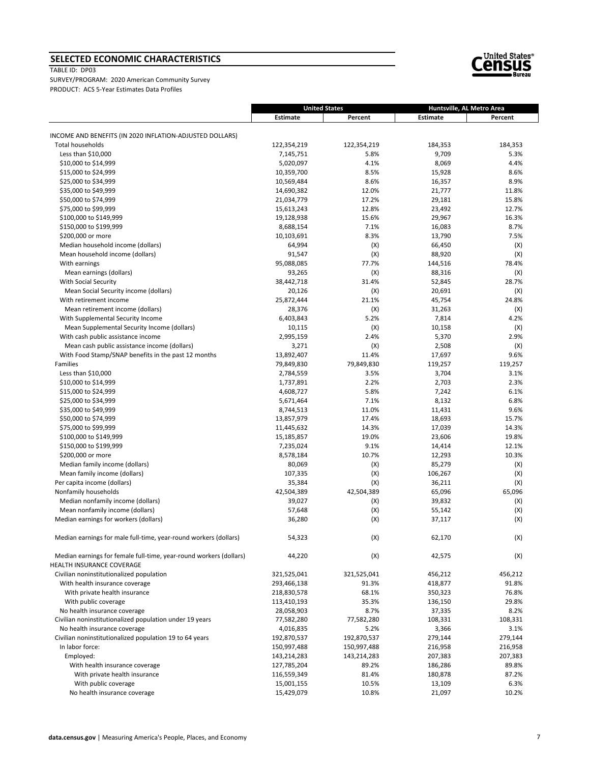## SELECTED ECONOMIC CHARACTERISTICS

TABLE ID: DP03

SURVEY/PROGRAM: 2020 American Community Survey

PRODUCT: ACS 5-Year Estimates Data Profiles

| | United States | | Huntsville, AL Metro Area | |
|---|---|---|---|---|
| | Estimate | Percent | Estimate | Percent |
| INCOME AND BENEFITS (IN 2020 INFLATION-ADJUSTED DOLLARS) | | | | |
| Total households | 122,354,219 | 122,354,219 | 184,353 | 184,353 |
| Less than $10,000 | 7,145,751 | 5.8% | 9,709 | 5.3% |
| $10,000 to $14,999 | 5,020,097 | 4.1% | 8,069 | 4.4% |
| $15,000 to $24,999 | 10,359,700 | 8.5% | 15,928 | 8.6% |
| $25,000 to $34,999 | 10,569,484 | 8.6% | 16,357 | 8.9% |
| $35,000 to $49,999 | 14,690,382 | 12.0% | 21,777 | 11.8% |
| $50,000 to $74,999 | 21,034,779 | 17.2% | 29,181 | 15.8% |
| $75,000 to $99,999 | 15,613,243 | 12.8% | 23,492 | 12.7% |
| $100,000 to $149,999 | 19,128,938 | 15.6% | 29,967 | 16.3% |
| $150,000 to $199,999 | 8,688,154 | 7.1% | 16,083 | 8.7% |
| $200,000 or more | 10,103,691 | 8.3% | 13,790 | 7.5% |
| Median household income (dollars) | 64,994 | (X) | 66,450 | (X) |
| Mean household income (dollars) | 91,547 | (X) | 88,920 | (X) |
| With earnings | 95,088,085 | 77.7% | 144,516 | 78.4% |
| Mean earnings (dollars) | 93,265 | (X) | 88,316 | (X) |
| With Social Security | 38,442,718 | 31.4% | 52,845 | 28.7% |
| Mean Social Security income (dollars) | 20,126 | (X) | 20,691 | (X) |
| With retirement income | 25,872,444 | 21.1% | 45,754 | 24.8% |
| Mean retirement income (dollars) | 28,376 | (X) | 31,263 | (X) |
| With Supplemental Security Income | 6,403,843 | 5.2% | 7,814 | 4.2% |
| Mean Supplemental Security Income (dollars) | 10,115 | (X) | 10,158 | (X) |
| With cash public assistance income | 2,995,159 | 2.4% | 5,370 | 2.9% |
| Mean cash public assistance income (dollars) | 3,271 | (X) | 2,508 | (X) |
| With Food Stamp/SNAP benefits in the past 12 months | 13,892,407 | 11.4% | 17,697 | 9.6% |
| Families | 79,849,830 | 79,849,830 | 119,257 | 119,257 |
| Less than $10,000 | 2,784,559 | 3.5% | 3,704 | 3.1% |
| $10,000 to $14,999 | 1,737,891 | 2.2% | 2,703 | 2.3% |
| $15,000 to $24,999 | 4,608,727 | 5.8% | 7,242 | 6.1% |
| $25,000 to $34,999 | 5,671,464 | 7.1% | 8,132 | 6.8% |
| $35,000 to $49,999 | 8,744,513 | 11.0% | 11,431 | 9.6% |
| $50,000 to $74,999 | 13,857,979 | 17.4% | 18,693 | 15.7% |
| $75,000 to $99,999 | 11,445,632 | 14.3% | 17,039 | 14.3% |
| $100,000 to $149,999 | 15,185,857 | 19.0% | 23,606 | 19.8% |
| $150,000 to $199,999 | 7,235,024 | 9.1% | 14,414 | 12.1% |
| $200,000 or more | 8,578,184 | 10.7% | 12,293 | 10.3% |
| Median family income (dollars) | 80,069 | (X) | 85,279 | (X) |
| Mean family income (dollars) | 107,335 | (X) | 106,267 | (X) |
| Per capita income (dollars) | 35,384 | (X) | 36,211 | (X) |
| Nonfamily households | 42,504,389 | 42,504,389 | 65,096 | 65,096 |
| Median nonfamily income (dollars) | 39,027 | (X) | 39,832 | (X) |
| Mean nonfamily income (dollars) | 57,648 | (X) | 55,142 | (X) |
| Median earnings for workers (dollars) | 36,280 | (X) | 37,117 | (X) |
| Median earnings for male full-time, year-round workers (dollars) | 54,323 | (X) | 62,170 | (X) |
| Median earnings for female full-time, year-round workers (dollars) | 44,220 | (X) | 42,575 | (X) |
| HEALTH INSURANCE COVERAGE | | | | |
| Civilian noninstitutionalized population | 321,525,041 | 321,525,041 | 456,212 | 456,212 |
| With health insurance coverage | 293,466,138 | 91.3% | 418,877 | 91.8% |
| With private health insurance | 218,830,578 | 68.1% | 350,323 | 76.8% |
| With public coverage | 113,410,193 | 35.3% | 136,150 | 29.8% |
| No health insurance coverage | 28,058,903 | 8.7% | 37,335 | 8.2% |
| Civilian noninstitutionalized population under 19 years | 77,582,280 | 77,582,280 | 108,331 | 108,331 |
| No health insurance coverage | 4,016,835 | 5.2% | 3,366 | 3.1% |
| Civilian noninstitutionalized population 19 to 64 years | 192,870,537 | 192,870,537 | 279,144 | 279,144 |
| In labor force: | 150,997,488 | 150,997,488 | 216,958 | 216,958 |
| Employed: | 143,214,283 | 143,214,283 | 207,383 | 207,383 |
| With health insurance coverage | 127,785,204 | 89.2% | 186,286 | 89.8% |
| With private health insurance | 116,559,349 | 81.4% | 180,878 | 87.2% |
| With public coverage | 15,001,155 | 10.5% | 13,109 | 6.3% |
| No health insurance coverage | 15,429,079 | 10.8% | 21,097 | 10.2% |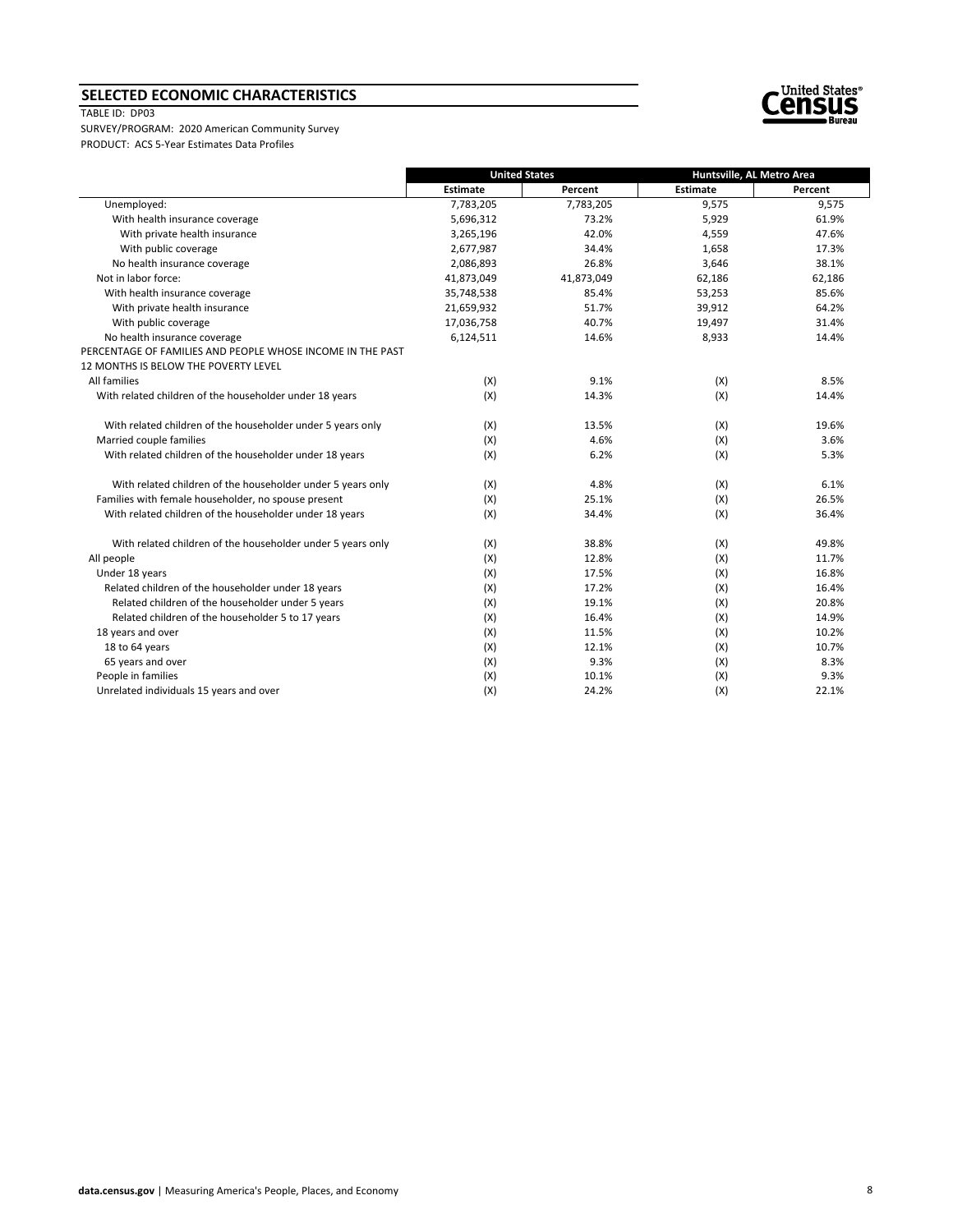## SELECTED ECONOMIC CHARACTERISTICS

TABLE ID: DP03

SURVEY/PROGRAM: 2020 American Community Survey

PRODUCT: ACS 5-Year Estimates Data Profiles

| | United States | | Huntsville, AL Metro Area | |
|---|---|---|---|---|
| | Estimate | Percent | Estimate | Percent |
| Unemployed: | 7,783,205 | 7,783,205 | 9,575 | 9,575 |
| With health insurance coverage | 5,696,312 | 73.2% | 5,929 | 61.9% |
| With private health insurance | 3,265,196 | 42.0% | 4,559 | 47.6% |
| With public coverage | 2,677,987 | 34.4% | 1,658 | 17.3% |
| No health insurance coverage | 2,086,893 | 26.8% | 3,646 | 38.1% |
| Not in labor force: | 41,873,049 | 41,873,049 | 62,186 | 62,186 |
| With health insurance coverage | 35,748,538 | 85.4% | 53,253 | 85.6% |
| With private health insurance | 21,659,932 | 51.7% | 39,912 | 64.2% |
| With public coverage | 17,036,758 | 40.7% | 19,497 | 31.4% |
| No health insurance coverage | 6,124,511 | 14.6% | 8,933 | 14.4% |
| PERCENTAGE OF FAMILIES AND PEOPLE WHOSE INCOME IN THE PAST 12 MONTHS IS BELOW THE POVERTY LEVEL | | | | |
| All families | (X) | 9.1% | (X) | 8.5% |
| With related children of the householder under 18 years | (X) | 14.3% | (X) | 14.4% |
| With related children of the householder under 5 years only | (X) | 13.5% | (X) | 19.6% |
| Married couple families | (X) | 4.6% | (X) | 3.6% |
| With related children of the householder under 18 years | (X) | 6.2% | (X) | 5.3% |
| With related children of the householder under 5 years only | (X) | 4.8% | (X) | 6.1% |
| Families with female householder, no spouse present | (X) | 25.1% | (X) | 26.5% |
| With related children of the householder under 18 years | (X) | 34.4% | (X) | 36.4% |
| With related children of the householder under 5 years only | (X) | 38.8% | (X) | 49.8% |
| All people | (X) | 12.8% | (X) | 11.7% |
| Under 18 years | (X) | 17.5% | (X) | 16.8% |
| Related children of the householder under 18 years | (X) | 17.2% | (X) | 16.4% |
| Related children of the householder under 5 years | (X) | 19.1% | (X) | 20.8% |
| Related children of the householder 5 to 17 years | (X) | 16.4% | (X) | 14.9% |
| 18 years and over | (X) | 11.5% | (X) | 10.2% |
| 18 to 64 years | (X) | 12.1% | (X) | 10.7% |
| 65 years and over | (X) | 9.3% | (X) | 8.3% |
| People in families | (X) | 10.1% | (X) | 9.3% |
| Unrelated individuals 15 years and over | (X) | 24.2% | (X) | 22.1% |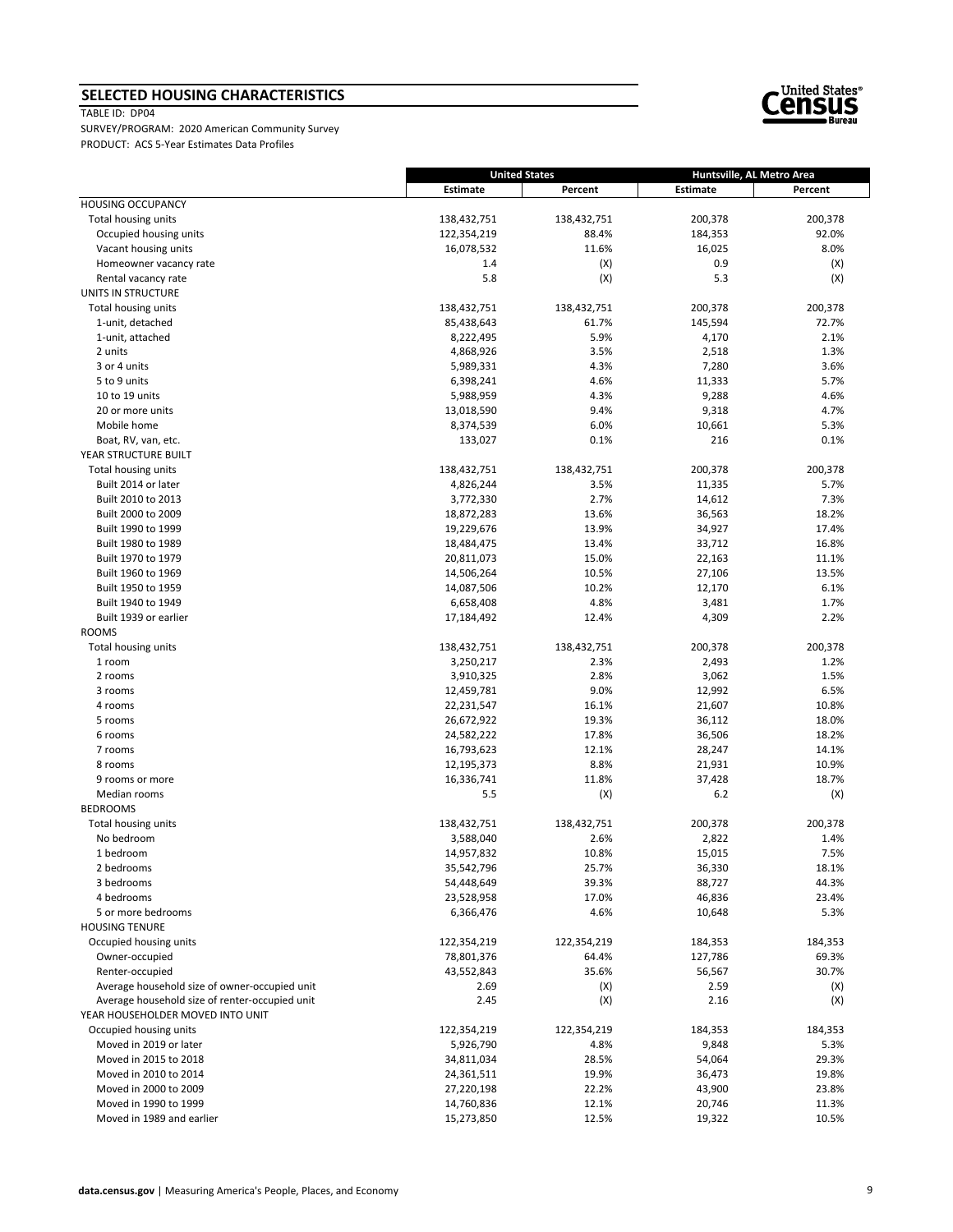## SELECTED HOUSING CHARACTERISTICS

TABLE ID: DP04

SURVEY/PROGRAM: 2020 American Community Survey

PRODUCT: ACS 5-Year Estimates Data Profiles

| | United States | | Huntsville, AL Metro Area | |
|---|---|---|---|---|
| | Estimate | Percent | Estimate | Percent |
| HOUSING OCCUPANCY | | | | |
| Total housing units | 138,432,751 | 138,432,751 | 200,378 | 200,378 |
| Occupied housing units | 122,354,219 | 88.4% | 184,353 | 92.0% |
| Vacant housing units | 16,078,532 | 11.6% | 16,025 | 8.0% |
| Homeowner vacancy rate | 1.4 | (X) | 0.9 | (X) |
| Rental vacancy rate | 5.8 | (X) | 5.3 | (X) |
| UNITS IN STRUCTURE | | | | |
| Total housing units | 138,432,751 | 138,432,751 | 200,378 | 200,378 |
| 1-unit, detached | 85,438,643 | 61.7% | 145,594 | 72.7% |
| 1-unit, attached | 8,222,495 | 5.9% | 4,170 | 2.1% |
| 2 units | 4,868,926 | 3.5% | 2,518 | 1.3% |
| 3 or 4 units | 5,989,331 | 4.3% | 7,280 | 3.6% |
| 5 to 9 units | 6,398,241 | 4.6% | 11,333 | 5.7% |
| 10 to 19 units | 5,988,959 | 4.3% | 9,288 | 4.6% |
| 20 or more units | 13,018,590 | 9.4% | 9,318 | 4.7% |
| Mobile home | 8,374,539 | 6.0% | 10,661 | 5.3% |
| Boat, RV, van, etc. | 133,027 | 0.1% | 216 | 0.1% |
| YEAR STRUCTURE BUILT | | | | |
| Total housing units | 138,432,751 | 138,432,751 | 200,378 | 200,378 |
| Built 2014 or later | 4,826,244 | 3.5% | 11,335 | 5.7% |
| Built 2010 to 2013 | 3,772,330 | 2.7% | 14,612 | 7.3% |
| Built 2000 to 2009 | 18,872,283 | 13.6% | 36,563 | 18.2% |
| Built 1990 to 1999 | 19,229,676 | 13.9% | 34,927 | 17.4% |
| Built 1980 to 1989 | 18,484,475 | 13.4% | 33,712 | 16.8% |
| Built 1970 to 1979 | 20,811,073 | 15.0% | 22,163 | 11.1% |
| Built 1960 to 1969 | 14,506,264 | 10.5% | 27,106 | 13.5% |
| Built 1950 to 1959 | 14,087,506 | 10.2% | 12,170 | 6.1% |
| Built 1940 to 1949 | 6,658,408 | 4.8% | 3,481 | 1.7% |
| Built 1939 or earlier | 17,184,492 | 12.4% | 4,309 | 2.2% |
| ROOMS | | | | |
| Total housing units | 138,432,751 | 138,432,751 | 200,378 | 200,378 |
| 1 room | 3,250,217 | 2.3% | 2,493 | 1.2% |
| 2 rooms | 3,910,325 | 2.8% | 3,062 | 1.5% |
| 3 rooms | 12,459,781 | 9.0% | 12,992 | 6.5% |
| 4 rooms | 22,231,547 | 16.1% | 21,607 | 10.8% |
| 5 rooms | 26,672,922 | 19.3% | 36,112 | 18.0% |
| 6 rooms | 24,582,222 | 17.8% | 36,506 | 18.2% |
| 7 rooms | 16,793,623 | 12.1% | 28,247 | 14.1% |
| 8 rooms | 12,195,373 | 8.8% | 21,931 | 10.9% |
| 9 rooms or more | 16,336,741 | 11.8% | 37,428 | 18.7% |
| Median rooms | 5.5 | (X) | 6.2 | (X) |
| BEDROOMS | | | | |
| Total housing units | 138,432,751 | 138,432,751 | 200,378 | 200,378 |
| No bedroom | 3,588,040 | 2.6% | 2,822 | 1.4% |
| 1 bedroom | 14,957,832 | 10.8% | 15,015 | 7.5% |
| 2 bedrooms | 35,542,796 | 25.7% | 36,330 | 18.1% |
| 3 bedrooms | 54,448,649 | 39.3% | 88,727 | 44.3% |
| 4 bedrooms | 23,528,958 | 17.0% | 46,836 | 23.4% |
| 5 or more bedrooms | 6,366,476 | 4.6% | 10,648 | 5.3% |
| HOUSING TENURE | | | | |
| Occupied housing units | 122,354,219 | 122,354,219 | 184,353 | 184,353 |
| Owner-occupied | 78,801,376 | 64.4% | 127,786 | 69.3% |
| Renter-occupied | 43,552,843 | 35.6% | 56,567 | 30.7% |
| Average household size of owner-occupied unit | 2.69 | (X) | 2.59 | (X) |
| Average household size of renter-occupied unit | 2.45 | (X) | 2.16 | (X) |
| YEAR HOUSEHOLDER MOVED INTO UNIT | | | | |
| Occupied housing units | 122,354,219 | 122,354,219 | 184,353 | 184,353 |
| Moved in 2019 or later | 5,926,790 | 4.8% | 9,848 | 5.3% |
| Moved in 2015 to 2018 | 34,811,034 | 28.5% | 54,064 | 29.3% |
| Moved in 2010 to 2014 | 24,361,511 | 19.9% | 36,473 | 19.8% |
| Moved in 2000 to 2009 | 27,220,198 | 22.2% | 43,900 | 23.8% |
| Moved in 1990 to 1999 | 14,760,836 | 12.1% | 20,746 | 11.3% |
| Moved in 1989 and earlier | 15,273,850 | 12.5% | 19,322 | 10.5% |

data.census.gov | Measuring America's People, Places, and Economy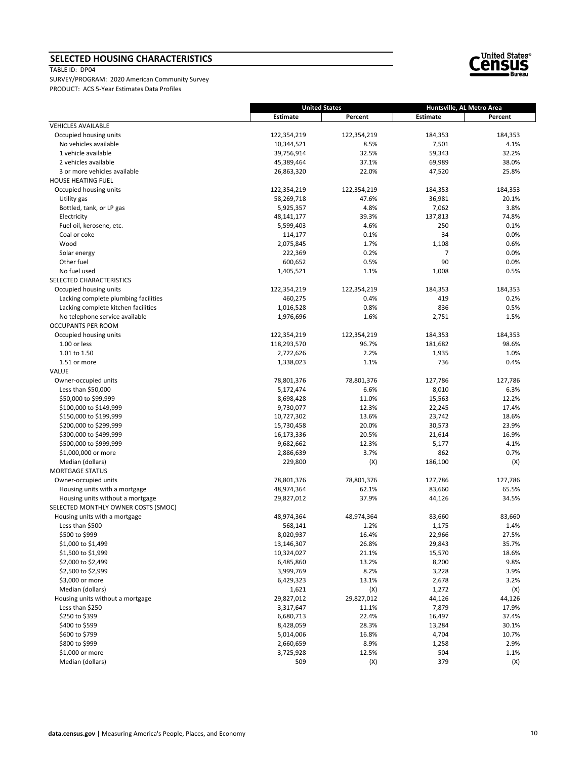## SELECTED HOUSING CHARACTERISTICS

TABLE ID: DP04

SURVEY/PROGRAM: 2020 American Community Survey

PRODUCT: ACS 5-Year Estimates Data Profiles

| | United States | | Huntsville, AL Metro Area | |
|---|---|---|---|---|
| | Estimate | Percent | Estimate | Percent |
| VEHICLES AVAILABLE | | | | |
| Occupied housing units | 122,354,219 | 122,354,219 | 184,353 | 184,353 |
| No vehicles available | 10,344,521 | 8.5% | 7,501 | 4.1% |
| 1 vehicle available | 39,756,914 | 32.5% | 59,343 | 32.2% |
| 2 vehicles available | 45,389,464 | 37.1% | 69,989 | 38.0% |
| 3 or more vehicles available | 26,863,320 | 22.0% | 47,520 | 25.8% |
| HOUSE HEATING FUEL | | | | |
| Occupied housing units | 122,354,219 | 122,354,219 | 184,353 | 184,353 |
| Utility gas | 58,269,718 | 47.6% | 36,981 | 20.1% |
| Bottled, tank, or LP gas | 5,925,357 | 4.8% | 7,062 | 3.8% |
| Electricity | 48,141,177 | 39.3% | 137,813 | 74.8% |
| Fuel oil, kerosene, etc. | 5,599,403 | 4.6% | 250 | 0.1% |
| Coal or coke | 114,177 | 0.1% | 34 | 0.0% |
| Wood | 2,075,845 | 1.7% | 1,108 | 0.6% |
| Solar energy | 222,369 | 0.2% | 7 | 0.0% |
| Other fuel | 600,652 | 0.5% | 90 | 0.0% |
| No fuel used | 1,405,521 | 1.1% | 1,008 | 0.5% |
| SELECTED CHARACTERISTICS | | | | |
| Occupied housing units | 122,354,219 | 122,354,219 | 184,353 | 184,353 |
| Lacking complete plumbing facilities | 460,275 | 0.4% | 419 | 0.2% |
| Lacking complete kitchen facilities | 1,016,528 | 0.8% | 836 | 0.5% |
| No telephone service available | 1,976,696 | 1.6% | 2,751 | 1.5% |
| OCCUPANTS PER ROOM | | | | |
| Occupied housing units | 122,354,219 | 122,354,219 | 184,353 | 184,353 |
| 1.00 or less | 118,293,570 | 96.7% | 181,682 | 98.6% |
| 1.01 to 1.50 | 2,722,626 | 2.2% | 1,935 | 1.0% |
| 1.51 or more | 1,338,023 | 1.1% | 736 | 0.4% |
| VALUE | | | | |
| Owner-occupied units | 78,801,376 | 78,801,376 | 127,786 | 127,786 |
| Less than $50,000 | 5,172,474 | 6.6% | 8,010 | 6.3% |
| $50,000 to $99,999 | 8,698,428 | 11.0% | 15,563 | 12.2% |
| $100,000 to $149,999 | 9,730,077 | 12.3% | 22,245 | 17.4% |
| $150,000 to $199,999 | 10,727,302 | 13.6% | 23,742 | 18.6% |
| $200,000 to $299,999 | 15,730,458 | 20.0% | 30,573 | 23.9% |
| $300,000 to $499,999 | 16,173,336 | 20.5% | 21,614 | 16.9% |
| $500,000 to $999,999 | 9,682,662 | 12.3% | 5,177 | 4.1% |
| $1,000,000 or more | 2,886,639 | 3.7% | 862 | 0.7% |
| Median (dollars) | 229,800 | (X) | 186,100 | (X) |
| MORTGAGE STATUS | | | | |
| Owner-occupied units | 78,801,376 | 78,801,376 | 127,786 | 127,786 |
| Housing units with a mortgage | 48,974,364 | 62.1% | 83,660 | 65.5% |
| Housing units without a mortgage | 29,827,012 | 37.9% | 44,126 | 34.5% |
| SELECTED MONTHLY OWNER COSTS (SMOC) | | | | |
| Housing units with a mortgage | 48,974,364 | 48,974,364 | 83,660 | 83,660 |
| Less than $500 | 568,141 | 1.2% | 1,175 | 1.4% |
| $500 to $999 | 8,020,937 | 16.4% | 22,966 | 27.5% |
| $1,000 to $1,499 | 13,146,307 | 26.8% | 29,843 | 35.7% |
| $1,500 to $1,999 | 10,324,027 | 21.1% | 15,570 | 18.6% |
| $2,000 to $2,499 | 6,485,860 | 13.2% | 8,200 | 9.8% |
| $2,500 to $2,999 | 3,999,769 | 8.2% | 3,228 | 3.9% |
| $3,000 or more | 6,429,323 | 13.1% | 2,678 | 3.2% |
| Median (dollars) | 1,621 | (X) | 1,272 | (X) |
| Housing units without a mortgage | 29,827,012 | 29,827,012 | 44,126 | 44,126 |
| Less than $250 | 3,317,647 | 11.1% | 7,879 | 17.9% |
| $250 to $399 | 6,680,713 | 22.4% | 16,497 | 37.4% |
| $400 to $599 | 8,428,059 | 28.3% | 13,284 | 30.1% |
| $600 to $799 | 5,014,006 | 16.8% | 4,704 | 10.7% |
| $800 to $999 | 2,660,659 | 8.9% | 1,258 | 2.9% |
| $1,000 or more | 3,725,928 | 12.5% | 504 | 1.1% |
| Median (dollars) | 509 | (X) | 379 | (X) |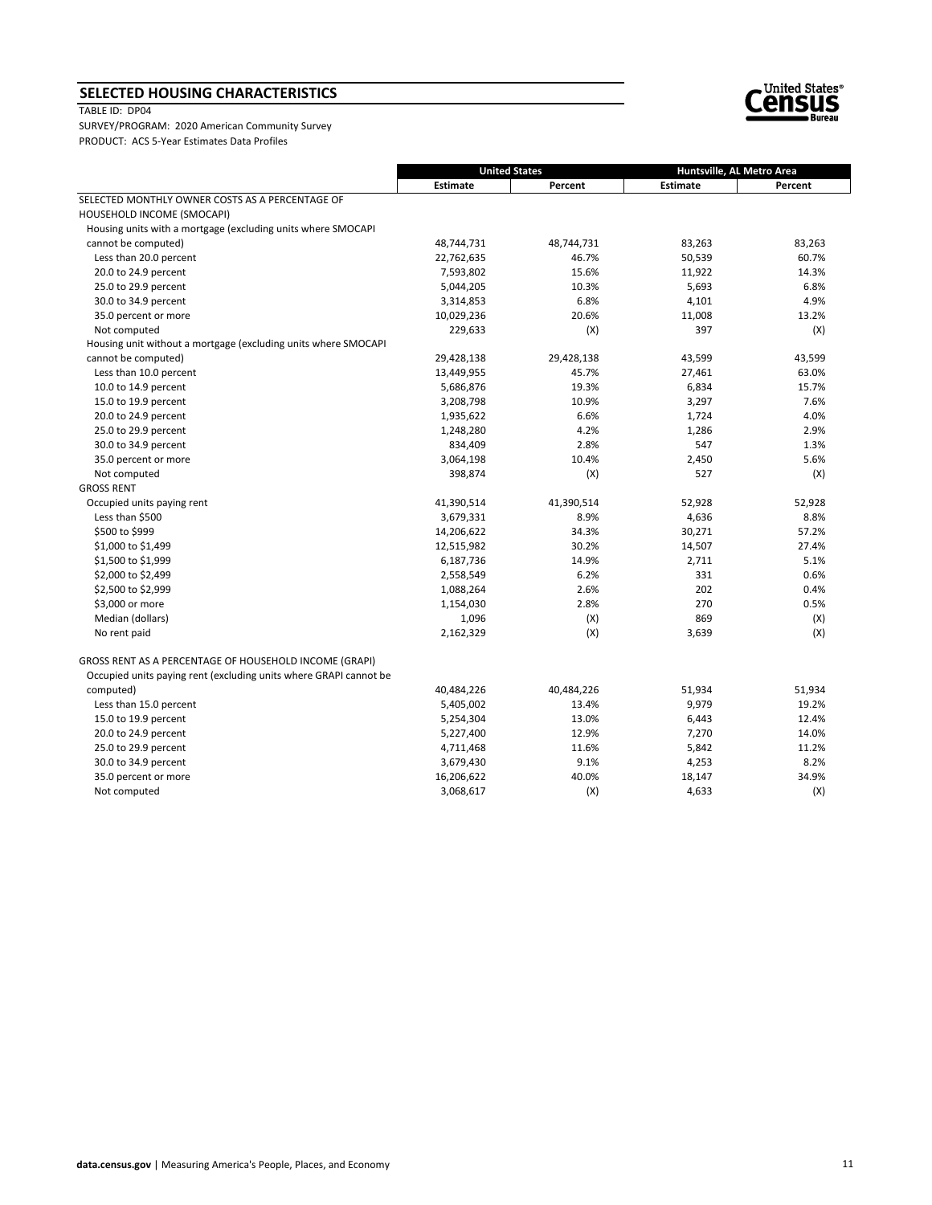## SELECTED HOUSING CHARACTERISTICS

TABLE ID: DP04

SURVEY/PROGRAM: 2020 American Community Survey

PRODUCT: ACS 5-Year Estimates Data Profiles

| | United States | | Huntsville, AL Metro Area | |
|---|---|---|---|---|
| | Estimate | Percent | Estimate | Percent |
| SELECTED MONTHLY OWNER COSTS AS A PERCENTAGE OF HOUSEHOLD INCOME (SMOCAPI) | | | | |
| Housing units with a mortgage (excluding units where SMOCAPI cannot be computed) | 48,744,731 | 48,744,731 | 83,263 | 83,263 |
| Less than 20.0 percent | 22,762,635 | 46.7% | 50,539 | 60.7% |
| 20.0 to 24.9 percent | 7,593,802 | 15.6% | 11,922 | 14.3% |
| 25.0 to 29.9 percent | 5,044,205 | 10.3% | 5,693 | 6.8% |
| 30.0 to 34.9 percent | 3,314,853 | 6.8% | 4,101 | 4.9% |
| 35.0 percent or more | 10,029,236 | 20.6% | 11,008 | 13.2% |
| Not computed | 229,633 | (X) | 397 | (X) |
| Housing unit without a mortgage (excluding units where SMOCAPI cannot be computed) | 29,428,138 | 29,428,138 | 43,599 | 43,599 |
| Less than 10.0 percent | 13,449,955 | 45.7% | 27,461 | 63.0% |
| 10.0 to 14.9 percent | 5,686,876 | 19.3% | 6,834 | 15.7% |
| 15.0 to 19.9 percent | 3,208,798 | 10.9% | 3,297 | 7.6% |
| 20.0 to 24.9 percent | 1,935,622 | 6.6% | 1,724 | 4.0% |
| 25.0 to 29.9 percent | 1,248,280 | 4.2% | 1,286 | 2.9% |
| 30.0 to 34.9 percent | 834,409 | 2.8% | 547 | 1.3% |
| 35.0 percent or more | 3,064,198 | 10.4% | 2,450 | 5.6% |
| Not computed | 398,874 | (X) | 527 | (X) |
| GROSS RENT | | | | |
| Occupied units paying rent | 41,390,514 | 41,390,514 | 52,928 | 52,928 |
| Less than $500 | 3,679,331 | 8.9% | 4,636 | 8.8% |
| $500 to $999 | 14,206,622 | 34.3% | 30,271 | 57.2% |
| $1,000 to $1,499 | 12,515,982 | 30.2% | 14,507 | 27.4% |
| $1,500 to $1,999 | 6,187,736 | 14.9% | 2,711 | 5.1% |
| $2,000 to $2,499 | 2,558,549 | 6.2% | 331 | 0.6% |
| $2,500 to $2,999 | 1,088,264 | 2.6% | 202 | 0.4% |
| $3,000 or more | 1,154,030 | 2.8% | 270 | 0.5% |
| Median (dollars) | 1,096 | (X) | 869 | (X) |
| No rent paid | 2,162,329 | (X) | 3,639 | (X) |
| GROSS RENT AS A PERCENTAGE OF HOUSEHOLD INCOME (GRAPI) | | | | |
| Occupied units paying rent (excluding units where GRAPI cannot be computed) | 40,484,226 | 40,484,226 | 51,934 | 51,934 |
| Less than 15.0 percent | 5,405,002 | 13.4% | 9,979 | 19.2% |
| 15.0 to 19.9 percent | 5,254,304 | 13.0% | 6,443 | 12.4% |
| 20.0 to 24.9 percent | 5,227,400 | 12.9% | 7,270 | 14.0% |
| 25.0 to 29.9 percent | 4,711,468 | 11.6% | 5,842 | 11.2% |
| 30.0 to 34.9 percent | 3,679,430 | 9.1% | 4,253 | 8.2% |
| 35.0 percent or more | 16,206,622 | 40.0% | 18,147 | 34.9% |
| Not computed | 3,068,617 | (X) | 4,633 | (X) |